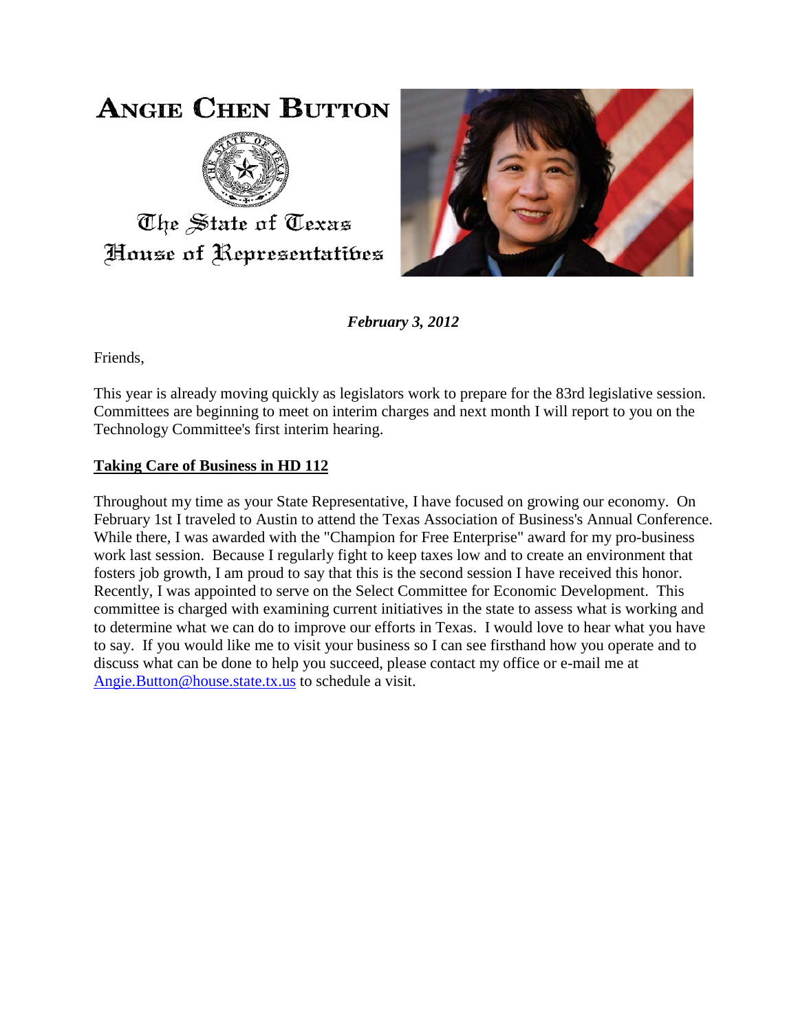# ANGIE CHEN BUTTON

The State of Texas
House of Representatives

***February 3, 2012***

Friends,

This year is already moving quickly as legislators work to prepare for the 83rd legislative session. Committees are beginning to meet on interim charges and next month I will report to you on the Technology Committee's first interim hearing.

## Taking Care of Business in HD 112

Throughout my time as your State Representative, I have focused on growing our economy. On February 1st I traveled to Austin to attend the Texas Association of Business's Annual Conference. While there, I was awarded with the "Champion for Free Enterprise" award for my pro-business work last session. Because I regularly fight to keep taxes low and to create an environment that fosters job growth, I am proud to say that this is the second session I have received this honor. Recently, I was appointed to serve on the Select Committee for Economic Development. This committee is charged with examining current initiatives in the state to assess what is working and to determine what we can do to improve our efforts in Texas. I would love to hear what you have to say. If you would like me to visit your business so I can see firsthand how you operate and to discuss what can be done to help you succeed, please contact my office or e-mail me at Angie.Button@house.state.tx.us to schedule a visit.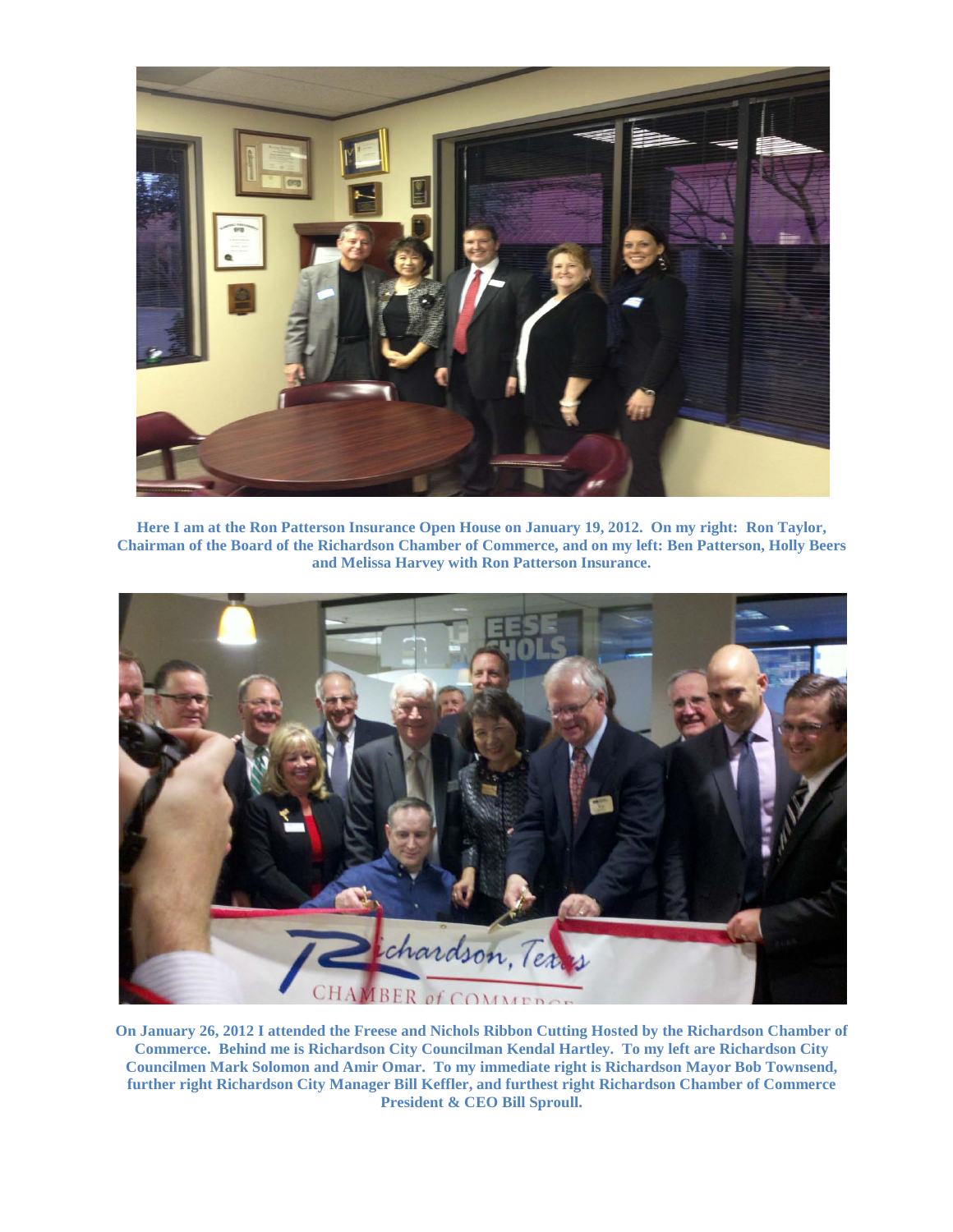**Here I am at the Ron Patterson Insurance Open House on January 19, 2012. On my right: Ron Taylor, Chairman of the Board of the Richardson Chamber of Commerce, and on my left: Ben Patterson, Holly Beers and Melissa Harvey with Ron Patterson Insurance.**

**On January 26, 2012 I attended the Freese and Nichols Ribbon Cutting Hosted by the Richardson Chamber of Commerce. Behind me is Richardson City Councilman Kendal Hartley. To my left are Richardson City Councilmen Mark Solomon and Amir Omar. To my immediate right is Richardson Mayor Bob Townsend, further right Richardson City Manager Bill Keffler, and furthest right Richardson Chamber of Commerce President & CEO Bill Sproull.**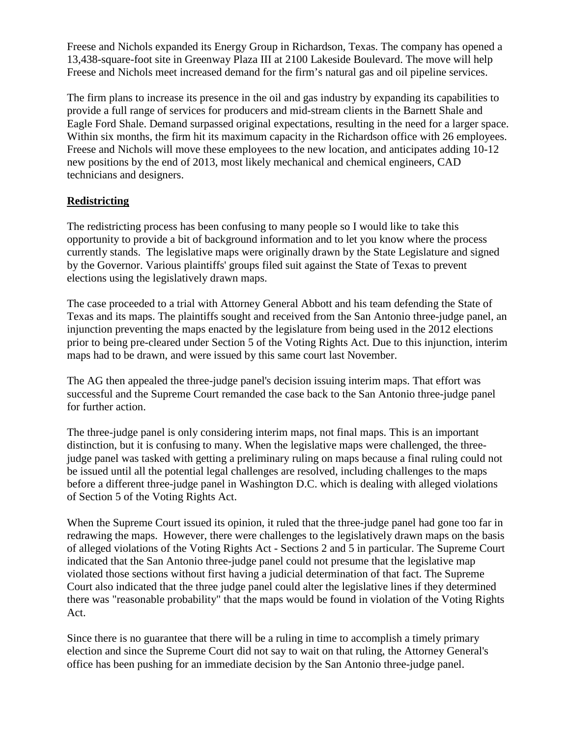Freese and Nichols expanded its Energy Group in Richardson, Texas. The company has opened a 13,438-square-foot site in Greenway Plaza III at 2100 Lakeside Boulevard. The move will help Freese and Nichols meet increased demand for the firm's natural gas and oil pipeline services.

The firm plans to increase its presence in the oil and gas industry by expanding its capabilities to provide a full range of services for producers and mid-stream clients in the Barnett Shale and Eagle Ford Shale. Demand surpassed original expectations, resulting in the need for a larger space. Within six months, the firm hit its maximum capacity in the Richardson office with 26 employees. Freese and Nichols will move these employees to the new location, and anticipates adding 10-12 new positions by the end of 2013, most likely mechanical and chemical engineers, CAD technicians and designers.

**Redistricting**

The redistricting process has been confusing to many people so I would like to take this opportunity to provide a bit of background information and to let you know where the process currently stands. The legislative maps were originally drawn by the State Legislature and signed by the Governor. Various plaintiffs' groups filed suit against the State of Texas to prevent elections using the legislatively drawn maps.

The case proceeded to a trial with Attorney General Abbott and his team defending the State of Texas and its maps. The plaintiffs sought and received from the San Antonio three-judge panel, an injunction preventing the maps enacted by the legislature from being used in the 2012 elections prior to being pre-cleared under Section 5 of the Voting Rights Act. Due to this injunction, interim maps had to be drawn, and were issued by this same court last November.

The AG then appealed the three-judge panel's decision issuing interim maps. That effort was successful and the Supreme Court remanded the case back to the San Antonio three-judge panel for further action.

The three-judge panel is only considering interim maps, not final maps. This is an important distinction, but it is confusing to many. When the legislative maps were challenged, the three-judge panel was tasked with getting a preliminary ruling on maps because a final ruling could not be issued until all the potential legal challenges are resolved, including challenges to the maps before a different three-judge panel in Washington D.C. which is dealing with alleged violations of Section 5 of the Voting Rights Act.

When the Supreme Court issued its opinion, it ruled that the three-judge panel had gone too far in redrawing the maps. However, there were challenges to the legislatively drawn maps on the basis of alleged violations of the Voting Rights Act - Sections 2 and 5 in particular. The Supreme Court indicated that the San Antonio three-judge panel could not presume that the legislative map violated those sections without first having a judicial determination of that fact. The Supreme Court also indicated that the three judge panel could alter the legislative lines if they determined there was "reasonable probability" that the maps would be found in violation of the Voting Rights Act.

Since there is no guarantee that there will be a ruling in time to accomplish a timely primary election and since the Supreme Court did not say to wait on that ruling, the Attorney General's office has been pushing for an immediate decision by the San Antonio three-judge panel.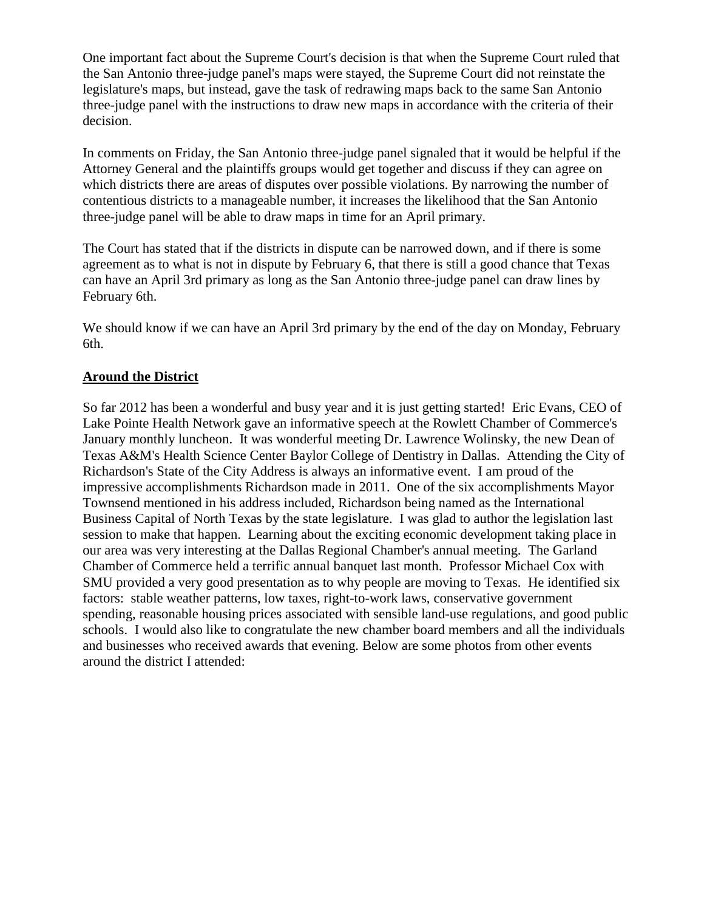One important fact about the Supreme Court's decision is that when the Supreme Court ruled that the San Antonio three-judge panel's maps were stayed, the Supreme Court did not reinstate the legislature's maps, but instead, gave the task of redrawing maps back to the same San Antonio three-judge panel with the instructions to draw new maps in accordance with the criteria of their decision.

In comments on Friday, the San Antonio three-judge panel signaled that it would be helpful if the Attorney General and the plaintiffs groups would get together and discuss if they can agree on which districts there are areas of disputes over possible violations. By narrowing the number of contentious districts to a manageable number, it increases the likelihood that the San Antonio three-judge panel will be able to draw maps in time for an April primary.

The Court has stated that if the districts in dispute can be narrowed down, and if there is some agreement as to what is not in dispute by February 6, that there is still a good chance that Texas can have an April 3rd primary as long as the San Antonio three-judge panel can draw lines by February 6th.

We should know if we can have an April 3rd primary by the end of the day on Monday, February 6th.

**Around the District**

So far 2012 has been a wonderful and busy year and it is just getting started! Eric Evans, CEO of Lake Pointe Health Network gave an informative speech at the Rowlett Chamber of Commerce's January monthly luncheon. It was wonderful meeting Dr. Lawrence Wolinsky, the new Dean of Texas A&M's Health Science Center Baylor College of Dentistry in Dallas. Attending the City of Richardson's State of the City Address is always an informative event. I am proud of the impressive accomplishments Richardson made in 2011. One of the six accomplishments Mayor Townsend mentioned in his address included, Richardson being named as the International Business Capital of North Texas by the state legislature. I was glad to author the legislation last session to make that happen. Learning about the exciting economic development taking place in our area was very interesting at the Dallas Regional Chamber's annual meeting. The Garland Chamber of Commerce held a terrific annual banquet last month. Professor Michael Cox with SMU provided a very good presentation as to why people are moving to Texas. He identified six factors: stable weather patterns, low taxes, right-to-work laws, conservative government spending, reasonable housing prices associated with sensible land-use regulations, and good public schools. I would also like to congratulate the new chamber board members and all the individuals and businesses who received awards that evening. Below are some photos from other events around the district I attended: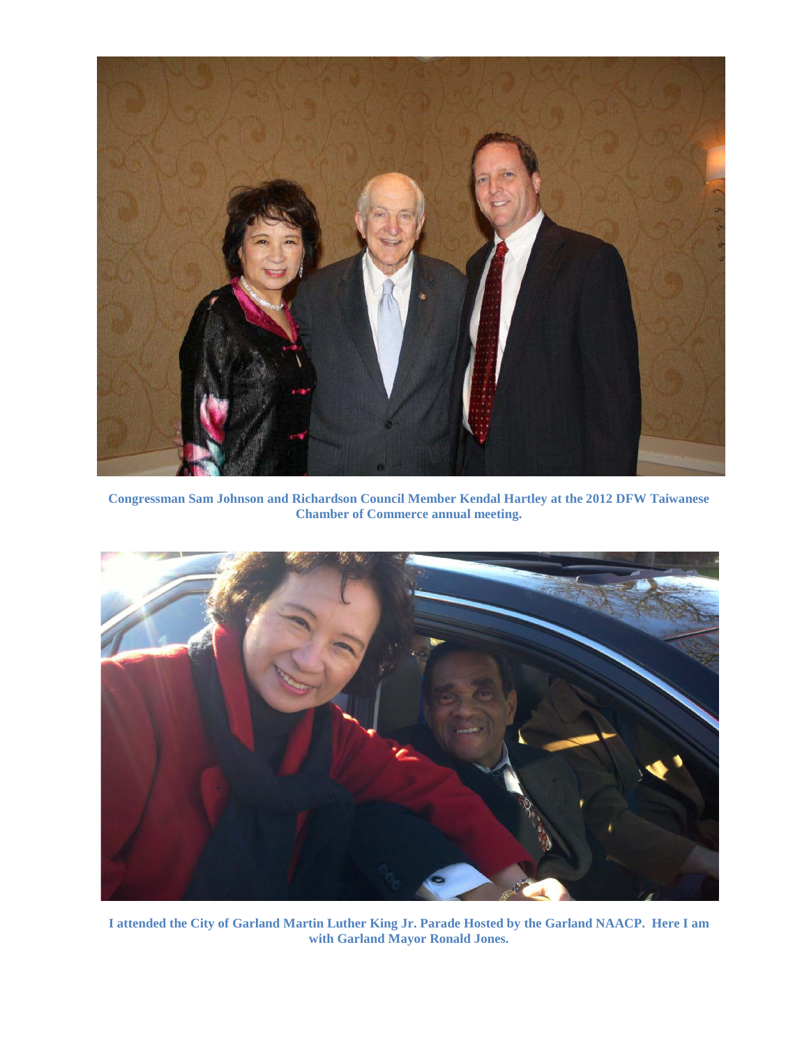**Congressman Sam Johnson and Richardson Council Member Kendal Hartley at the 2012 DFW Taiwanese Chamber of Commerce annual meeting.**

**I attended the City of Garland Martin Luther King Jr. Parade Hosted by the Garland NAACP. Here I am with Garland Mayor Ronald Jones.**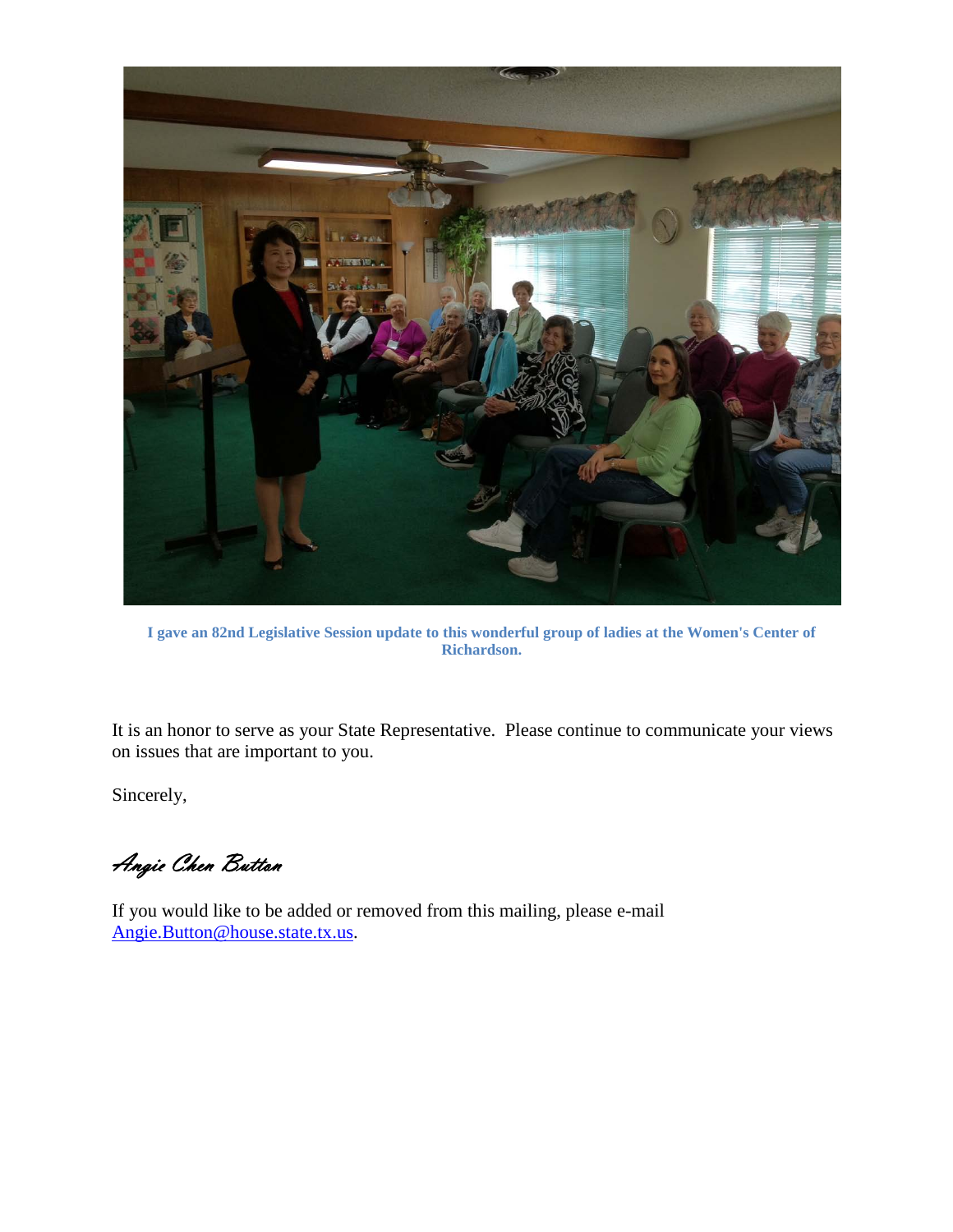**I gave an 82nd Legislative Session update to this wonderful group of ladies at the Women's Center of Richardson.**

It is an honor to serve as your State Representative. Please continue to communicate your views on issues that are important to you.

Sincerely,

*Angie Chen Button*

If you would like to be added or removed from this mailing, please e-mail Angie.Button@house.state.tx.us.